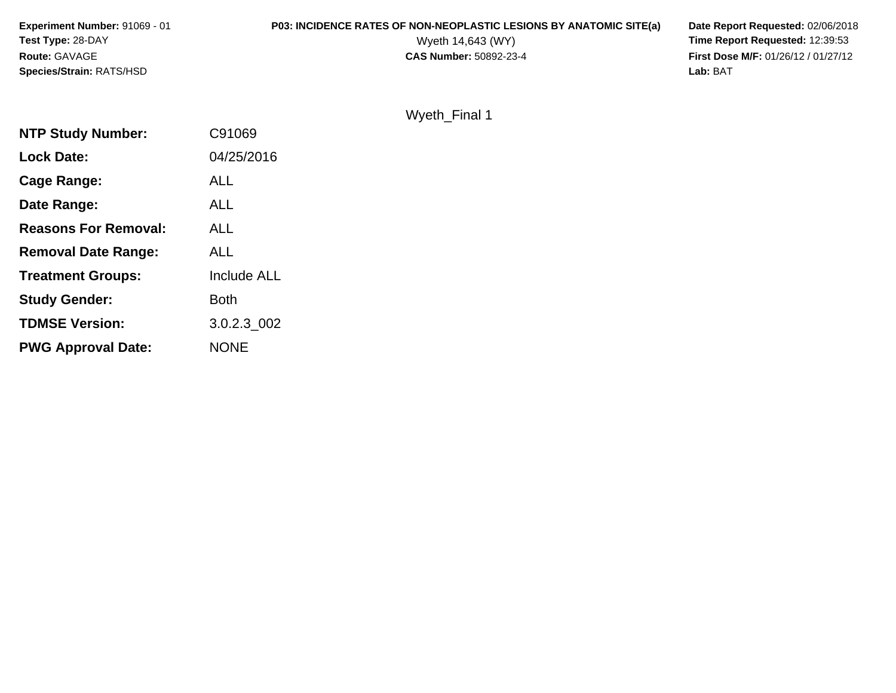**Experiment Number:** 91069 - 01
**Test Type:** 28-DAY
**Route:** GAVAGE
**Species/Strain:** RATS/HSD

**P03: INCIDENCE RATES OF NON-NEOPLASTIC LESIONS BY ANATOMIC SITE(a)**
Wyeth 14,643 (WY)
**CAS Number:** 50892-23-4

**Date Report Requested:** 02/06/2018
**Time Report Requested:** 12:39:53
**First Dose M/F:** 01/26/12 / 01/27/12
**Lab:** BAT

Wyeth_Final 1

| | |
|---|---|
| **NTP Study Number:** | C91069 |
| **Lock Date:** | 04/25/2016 |
| **Cage Range:** | ALL |
| **Date Range:** | ALL |
| **Reasons For Removal:** | ALL |
| **Removal Date Range:** | ALL |
| **Treatment Groups:** | Include ALL |
| **Study Gender:** | Both |
| **TDMSE Version:** | 3.0.2.3_002 |
| **PWG Approval Date:** | NONE |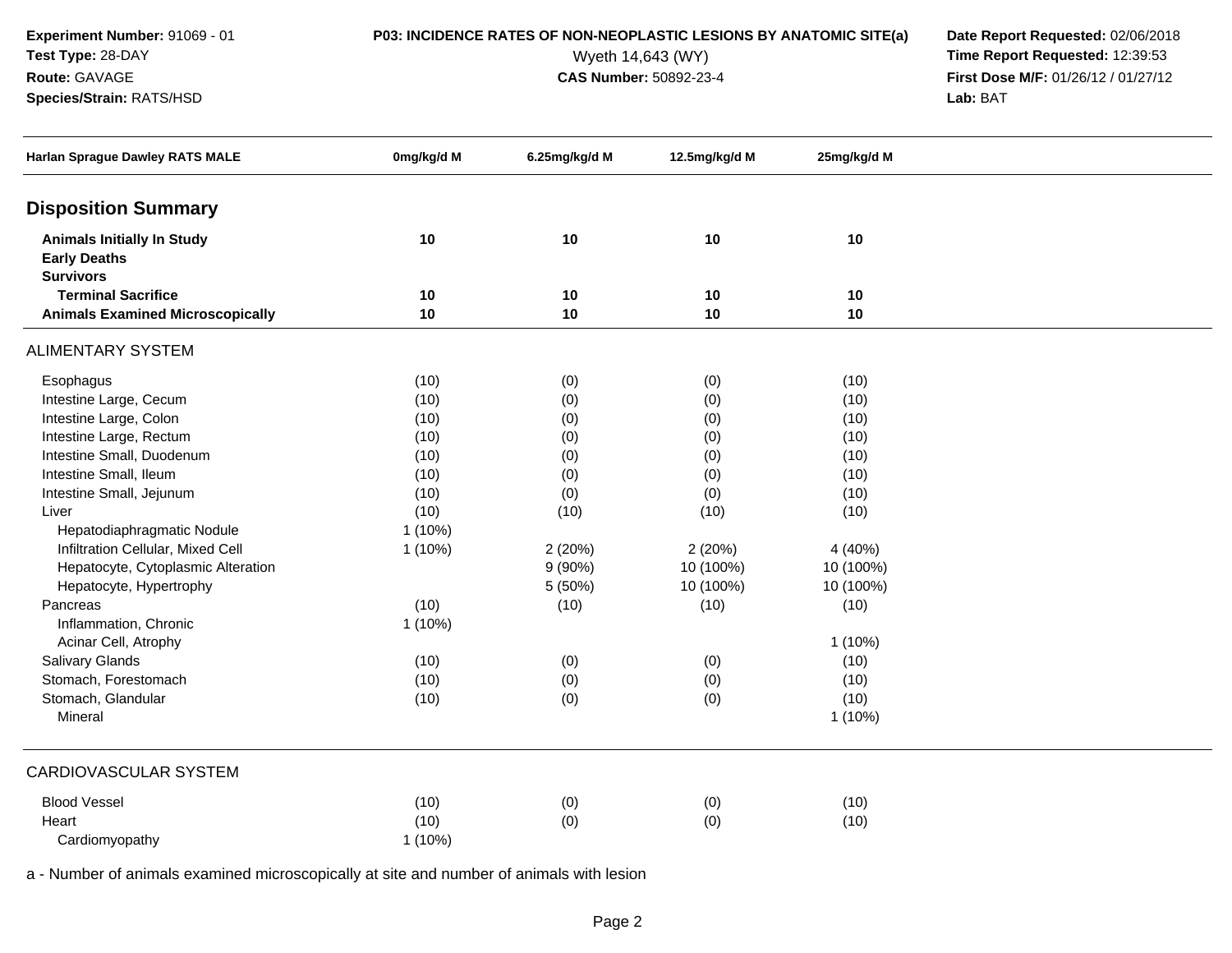**Experiment Number:** 91069 - 01
**Test Type:** 28-DAY
**Route:** GAVAGE
**Species/Strain:** RATS/HSD

**P03: INCIDENCE RATES OF NON-NEOPLASTIC LESIONS BY ANATOMIC SITE(a)**
Wyeth 14,643 (WY)
**CAS Number:** 50892-23-4

**Date Report Requested:** 02/06/2018
**Time Report Requested:** 12:39:53
**First Dose M/F:** 01/26/12 / 01/27/12
**Lab:** BAT

| Harlan Sprague Dawley RATS MALE | 0mg/kg/d M | 6.25mg/kg/d M | 12.5mg/kg/d M | 25mg/kg/d M |
|---|---|---|---|---|
| **Disposition Summary** | | | | |
| **Animals Initially In Study** | **10** | **10** | **10** | **10** |
| **Early Deaths** | | | | |
| **Survivors** | | | | |
| **Terminal Sacrifice** | **10** | **10** | **10** | **10** |
| **Animals Examined Microscopically** | **10** | **10** | **10** | **10** |
| ALIMENTARY SYSTEM | | | | |
| Esophagus | (10) | (0) | (0) | (10) |
| Intestine Large, Cecum | (10) | (0) | (0) | (10) |
| Intestine Large, Colon | (10) | (0) | (0) | (10) |
| Intestine Large, Rectum | (10) | (0) | (0) | (10) |
| Intestine Small, Duodenum | (10) | (0) | (0) | (10) |
| Intestine Small, Ileum | (10) | (0) | (0) | (10) |
| Intestine Small, Jejunum | (10) | (0) | (0) | (10) |
| Liver | (10) | (10) | (10) | (10) |
| Hepatodiaphragmatic Nodule | 1 (10%) | | | |
| Infiltration Cellular, Mixed Cell | 1 (10%) | 2 (20%) | 2 (20%) | 4 (40%) |
| Hepatocyte, Cytoplasmic Alteration | | 9 (90%) | 10 (100%) | 10 (100%) |
| Hepatocyte, Hypertrophy | | 5 (50%) | 10 (100%) | 10 (100%) |
| Pancreas | (10) | (10) | (10) | (10) |
| Inflammation, Chronic | 1 (10%) | | | |
| Acinar Cell, Atrophy | | | | 1 (10%) |
| Salivary Glands | (10) | (0) | (0) | (10) |
| Stomach, Forestomach | (10) | (0) | (0) | (10) |
| Stomach, Glandular | (10) | (0) | (0) | (10) |
| Mineral | | | | 1 (10%) |
| CARDIOVASCULAR SYSTEM | | | | |
| Blood Vessel | (10) | (0) | (0) | (10) |
| Heart | (10) | (0) | (0) | (10) |
| Cardiomyopathy | 1 (10%) | | | |

a - Number of animals examined microscopically at site and number of animals with lesion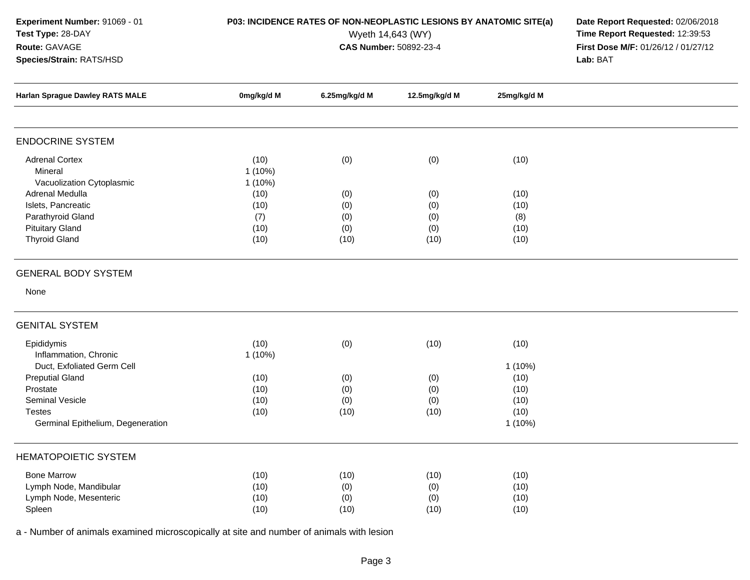**Experiment Number:** 91069 - 01
**Test Type:** 28-DAY
**Route:** GAVAGE
**Species/Strain:** RATS/HSD

**P03: INCIDENCE RATES OF NON-NEOPLASTIC LESIONS BY ANATOMIC SITE(a)**
Wyeth 14,643 (WY)
**CAS Number:** 50892-23-4

**Date Report Requested:** 02/06/2018
**Time Report Requested:** 12:39:53
**First Dose M/F:** 01/26/12 / 01/27/12
**Lab:** BAT

| Harlan Sprague Dawley RATS MALE | 0mg/kg/d M | 6.25mg/kg/d M | 12.5mg/kg/d M | 25mg/kg/d M |
|---|---|---|---|---|
| **ENDOCRINE SYSTEM** | | | | |
| Adrenal Cortex | (10) | (0) | (0) | (10) |
| Mineral | 1 (10%) | | | |
| Vacuolization Cytoplasmic | 1 (10%) | | | |
| Adrenal Medulla | (10) | (0) | (0) | (10) |
| Islets, Pancreatic | (10) | (0) | (0) | (10) |
| Parathyroid Gland | (7) | (0) | (0) | (8) |
| Pituitary Gland | (10) | (0) | (0) | (10) |
| Thyroid Gland | (10) | (10) | (10) | (10) |
| **GENERAL BODY SYSTEM** | | | | |
| None | | | | |
| **GENITAL SYSTEM** | | | | |
| Epididymis | (10) | (0) | (10) | (10) |
| Inflammation, Chronic | 1 (10%) | | | |
| Duct, Exfoliated Germ Cell | | | | 1 (10%) |
| Preputial Gland | (10) | (0) | (0) | (10) |
| Prostate | (10) | (0) | (0) | (10) |
| Seminal Vesicle | (10) | (0) | (0) | (10) |
| Testes | (10) | (10) | (10) | (10) |
| Germinal Epithelium, Degeneration | | | | 1 (10%) |
| **HEMATOPOIETIC SYSTEM** | | | | |
| Bone Marrow | (10) | (10) | (10) | (10) |
| Lymph Node, Mandibular | (10) | (0) | (0) | (10) |
| Lymph Node, Mesenteric | (10) | (0) | (0) | (10) |
| Spleen | (10) | (10) | (10) | (10) |

a - Number of animals examined microscopically at site and number of animals with lesion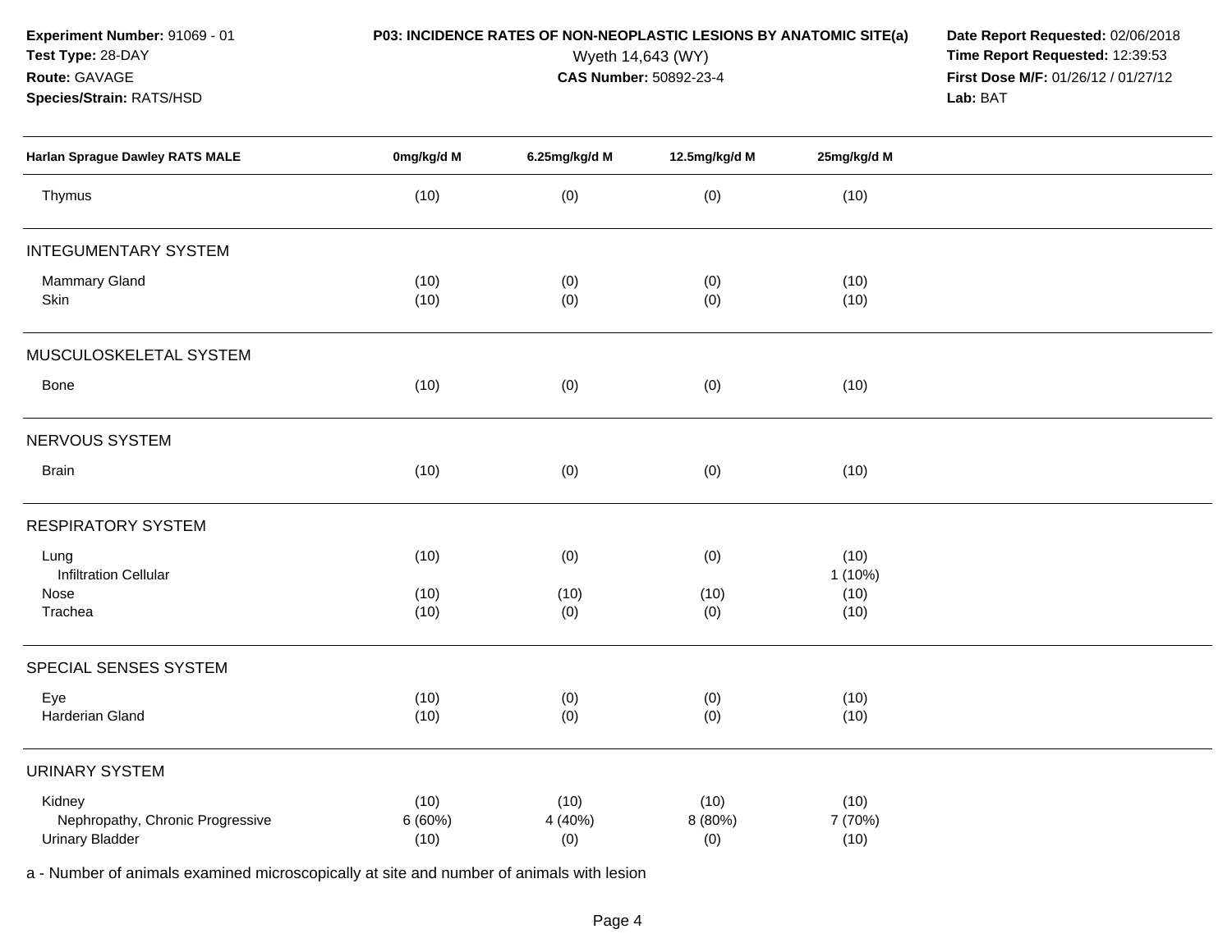**Experiment Number:** 91069 - 01
**Test Type:** 28-DAY
**Route:** GAVAGE
**Species/Strain:** RATS/HSD

**P03: INCIDENCE RATES OF NON-NEOPLASTIC LESIONS BY ANATOMIC SITE(a)**
Wyeth 14,643 (WY)
**CAS Number:** 50892-23-4

**Date Report Requested:** 02/06/2018
**Time Report Requested:** 12:39:53
**First Dose M/F:** 01/26/12 / 01/27/12
**Lab:** BAT

| Harlan Sprague Dawley RATS MALE | 0mg/kg/d M | 6.25mg/kg/d M | 12.5mg/kg/d M | 25mg/kg/d M |
|---|---|---|---|---|
| Thymus | (10) | (0) | (0) | (10) |
| **INTEGUMENTARY SYSTEM** | | | | |
| Mammary Gland | (10) | (0) | (0) | (10) |
| Skin | (10) | (0) | (0) | (10) |
| **MUSCULOSKELETAL SYSTEM** | | | | |
| Bone | (10) | (0) | (0) | (10) |
| **NERVOUS SYSTEM** | | | | |
| Brain | (10) | (0) | (0) | (10) |
| **RESPIRATORY SYSTEM** | | | | |
| Lung | (10) | (0) | (0) | (10) |
| Infiltration Cellular | | | | 1 (10%) |
| Nose | (10) | (10) | (10) | (10) |
| Trachea | (10) | (0) | (0) | (10) |
| **SPECIAL SENSES SYSTEM** | | | | |
| Eye | (10) | (0) | (0) | (10) |
| Harderian Gland | (10) | (0) | (0) | (10) |
| **URINARY SYSTEM** | | | | |
| Kidney | (10) | (10) | (10) | (10) |
| Nephropathy, Chronic Progressive | 6 (60%) | 4 (40%) | 8 (80%) | 7 (70%) |
| Urinary Bladder | (10) | (0) | (0) | (10) |

a - Number of animals examined microscopically at site and number of animals with lesion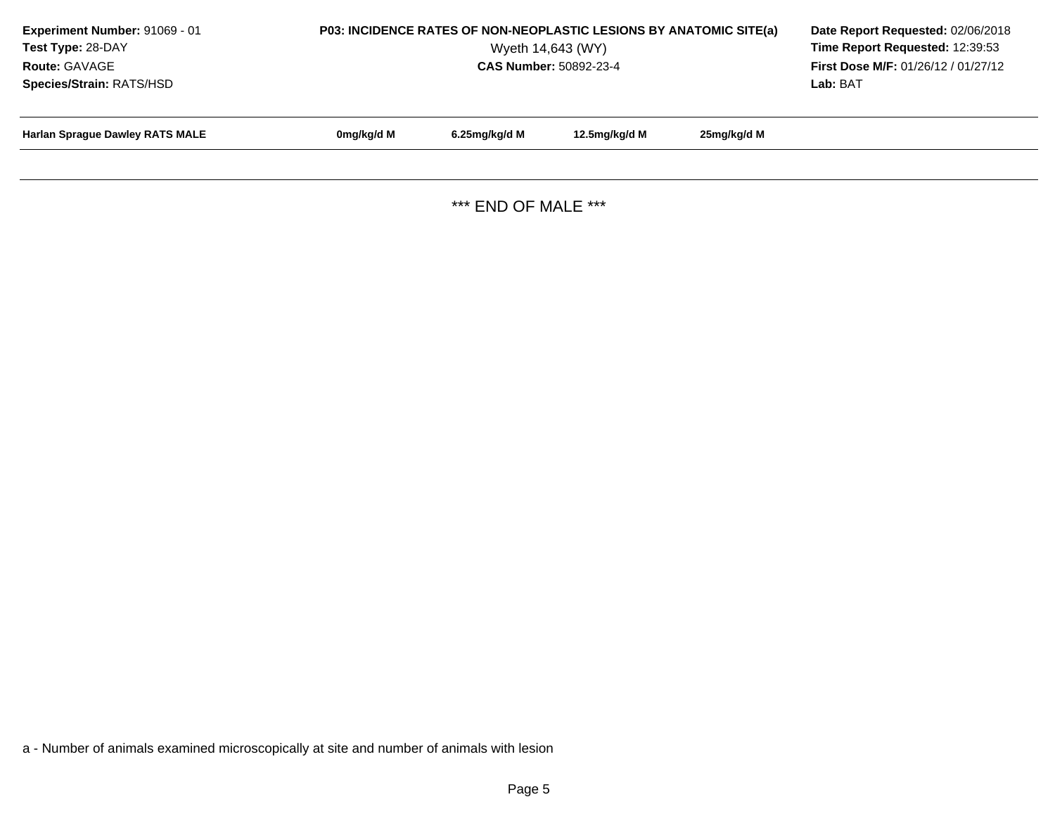**Experiment Number:** 91069 - 01
**Test Type:** 28-DAY
**Route:** GAVAGE
**Species/Strain:** RATS/HSD

**P03: INCIDENCE RATES OF NON-NEOPLASTIC LESIONS BY ANATOMIC SITE(a)**
Wyeth 14,643 (WY)
**CAS Number:** 50892-23-4

**Date Report Requested:** 02/06/2018
**Time Report Requested:** 12:39:53
**First Dose M/F:** 01/26/12 / 01/27/12
**Lab:** BAT

| Harlan Sprague Dawley RATS MALE | 0mg/kg/d M | 6.25mg/kg/d M | 12.5mg/kg/d M | 25mg/kg/d M |
|---|---|---|---|---|

*** END OF MALE ***

a - Number of animals examined microscopically at site and number of animals with lesion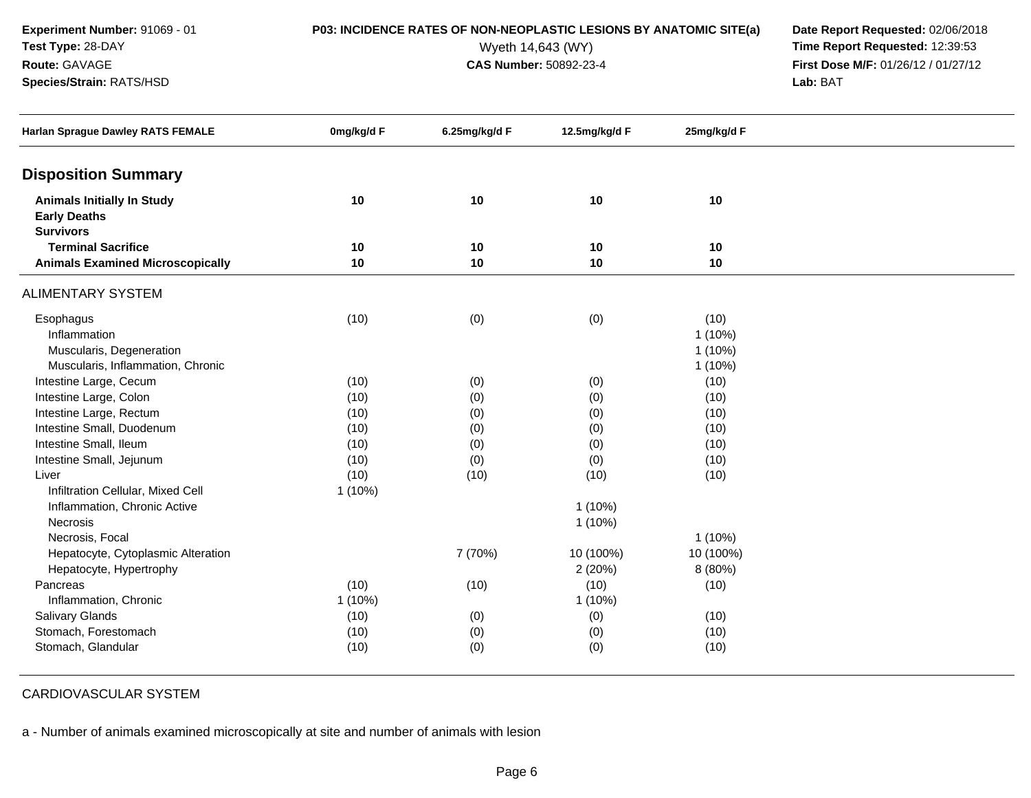**Experiment Number:** 91069 - 01
**Test Type:** 28-DAY
**Route:** GAVAGE
**Species/Strain:** RATS/HSD

**P03: INCIDENCE RATES OF NON-NEOPLASTIC LESIONS BY ANATOMIC SITE(a)**
Wyeth 14,643 (WY)
**CAS Number:** 50892-23-4

**Date Report Requested:** 02/06/2018
**Time Report Requested:** 12:39:53
**First Dose M/F:** 01/26/12 / 01/27/12
**Lab:** BAT

| Harlan Sprague Dawley RATS FEMALE | 0mg/kg/d F | 6.25mg/kg/d F | 12.5mg/kg/d F | 25mg/kg/d F |
|---|---|---|---|---|
| **Disposition Summary** | | | | |
| **Animals Initially In Study** | 10 | 10 | 10 | 10 |
| **Early Deaths** | | | | |
| **Survivors** | | | | |
| **Terminal Sacrifice** | 10 | 10 | 10 | 10 |
| **Animals Examined Microscopically** | 10 | 10 | 10 | 10 |
| ALIMENTARY SYSTEM | | | | |
| Esophagus | (10) | (0) | (0) | (10) |
| Inflammation | | | | 1 (10%) |
| Muscularis, Degeneration | | | | 1 (10%) |
| Muscularis, Inflammation, Chronic | | | | 1 (10%) |
| Intestine Large, Cecum | (10) | (0) | (0) | (10) |
| Intestine Large, Colon | (10) | (0) | (0) | (10) |
| Intestine Large, Rectum | (10) | (0) | (0) | (10) |
| Intestine Small, Duodenum | (10) | (0) | (0) | (10) |
| Intestine Small, Ileum | (10) | (0) | (0) | (10) |
| Intestine Small, Jejunum | (10) | (0) | (0) | (10) |
| Liver | (10) | (10) | (10) | (10) |
| Infiltration Cellular, Mixed Cell | 1 (10%) | | | |
| Inflammation, Chronic Active | | | 1 (10%) | |
| Necrosis | | | 1 (10%) | |
| Necrosis, Focal | | | | 1 (10%) |
| Hepatocyte, Cytoplasmic Alteration | | 7 (70%) | 10 (100%) | 10 (100%) |
| Hepatocyte, Hypertrophy | | | 2 (20%) | 8 (80%) |
| Pancreas | (10) | (10) | (10) | (10) |
| Inflammation, Chronic | 1 (10%) | | 1 (10%) | |
| Salivary Glands | (10) | (0) | (0) | (10) |
| Stomach, Forestomach | (10) | (0) | (0) | (10) |
| Stomach, Glandular | (10) | (0) | (0) | (10) |
| CARDIOVASCULAR SYSTEM | | | | |

a - Number of animals examined microscopically at site and number of animals with lesion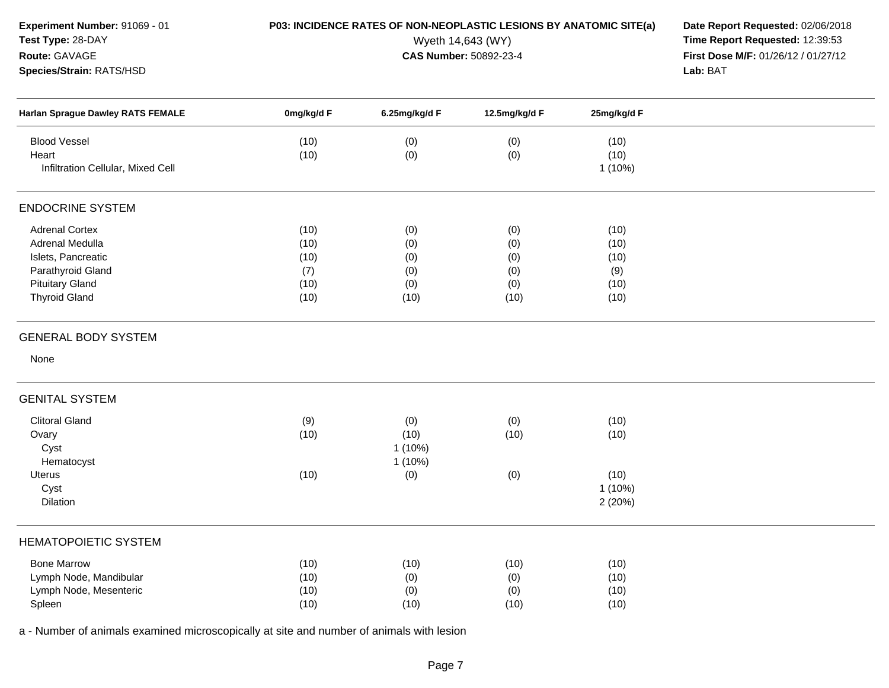**Experiment Number:** 91069 - 01
**Test Type:** 28-DAY
**Route:** GAVAGE
**Species/Strain:** RATS/HSD

**P03: INCIDENCE RATES OF NON-NEOPLASTIC LESIONS BY ANATOMIC SITE(a)**
Wyeth 14,643 (WY)
**CAS Number:** 50892-23-4

**Date Report Requested:** 02/06/2018
**Time Report Requested:** 12:39:53
**First Dose M/F:** 01/26/12 / 01/27/12
**Lab:** BAT

| Harlan Sprague Dawley RATS FEMALE | 0mg/kg/d F | 6.25mg/kg/d F | 12.5mg/kg/d F | 25mg/kg/d F |
|---|---|---|---|---|
| Blood Vessel | (10) | (0) | (0) | (10) |
| Heart | (10) | (0) | (0) | (10) |
| Infiltration Cellular, Mixed Cell | | | | 1 (10%) |
| **ENDOCRINE SYSTEM** | | | | |
| Adrenal Cortex | (10) | (0) | (0) | (10) |
| Adrenal Medulla | (10) | (0) | (0) | (10) |
| Islets, Pancreatic | (10) | (0) | (0) | (10) |
| Parathyroid Gland | (7) | (0) | (0) | (9) |
| Pituitary Gland | (10) | (0) | (0) | (10) |
| Thyroid Gland | (10) | (10) | (10) | (10) |
| **GENERAL BODY SYSTEM** | | | | |
| None | | | | |
| **GENITAL SYSTEM** | | | | |
| Clitoral Gland | (9) | (0) | (0) | (10) |
| Ovary | (10) | (10) | (10) | (10) |
| Cyst | | 1 (10%) | | |
| Hematocyst | | 1 (10%) | | |
| Uterus | (10) | (0) | (0) | (10) |
| Cyst | | | | 1 (10%) |
| Dilation | | | | 2 (20%) |
| **HEMATOPOIETIC SYSTEM** | | | | |
| Bone Marrow | (10) | (10) | (10) | (10) |
| Lymph Node, Mandibular | (10) | (0) | (0) | (10) |
| Lymph Node, Mesenteric | (10) | (0) | (0) | (10) |
| Spleen | (10) | (10) | (10) | (10) |

a - Number of animals examined microscopically at site and number of animals with lesion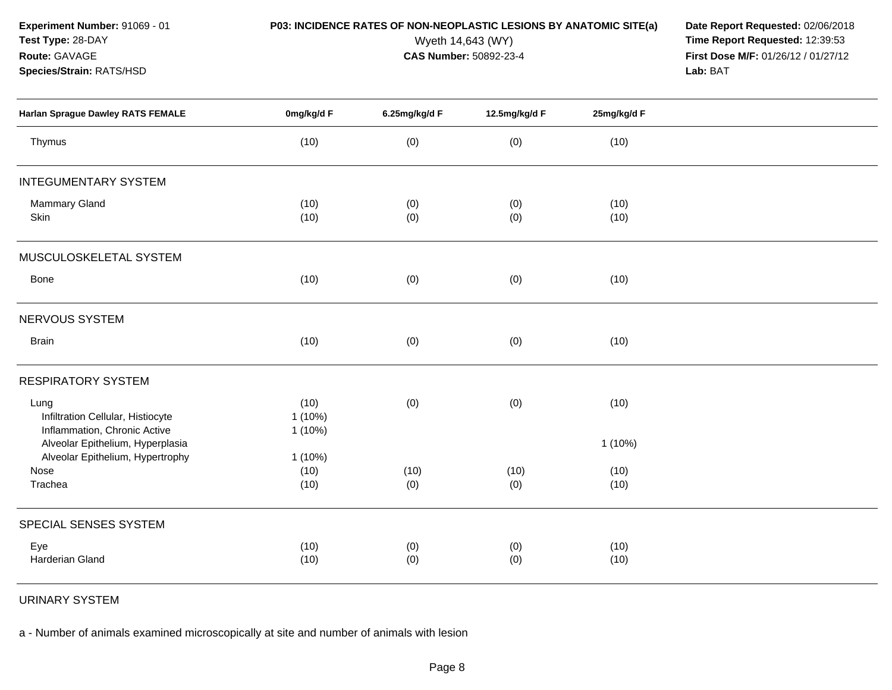**Experiment Number:** 91069 - 01
**Test Type:** 28-DAY
**Route:** GAVAGE
**Species/Strain:** RATS/HSD

**P03: INCIDENCE RATES OF NON-NEOPLASTIC LESIONS BY ANATOMIC SITE(a)**
Wyeth 14,643 (WY)
**CAS Number:** 50892-23-4

**Date Report Requested:** 02/06/2018
**Time Report Requested:** 12:39:53
**First Dose M/F:** 01/26/12 / 01/27/12
**Lab:** BAT

| Harlan Sprague Dawley RATS FEMALE | 0mg/kg/d F | 6.25mg/kg/d F | 12.5mg/kg/d F | 25mg/kg/d F |
|---|---|---|---|---|
| Thymus | (10) | (0) | (0) | (10) |
| **INTEGUMENTARY SYSTEM** | | | | |
| Mammary Gland | (10) | (0) | (0) | (10) |
| Skin | (10) | (0) | (0) | (10) |
| **MUSCULOSKELETAL SYSTEM** | | | | |
| Bone | (10) | (0) | (0) | (10) |
| **NERVOUS SYSTEM** | | | | |
| Brain | (10) | (0) | (0) | (10) |
| **RESPIRATORY SYSTEM** | | | | |
| Lung | (10) | (0) | (0) | (10) |
| Infiltration Cellular, Histiocyte | 1 (10%) | | | |
| Inflammation, Chronic Active | 1 (10%) | | | |
| Alveolar Epithelium, Hyperplasia | | | | 1 (10%) |
| Alveolar Epithelium, Hypertrophy | 1 (10%) | | | |
| Nose | (10) | (10) | (10) | (10) |
| Trachea | (10) | (0) | (0) | (10) |
| **SPECIAL SENSES SYSTEM** | | | | |
| Eye | (10) | (0) | (0) | (10) |
| Harderian Gland | (10) | (0) | (0) | (10) |
| **URINARY SYSTEM** | | | | |

a - Number of animals examined microscopically at site and number of animals with lesion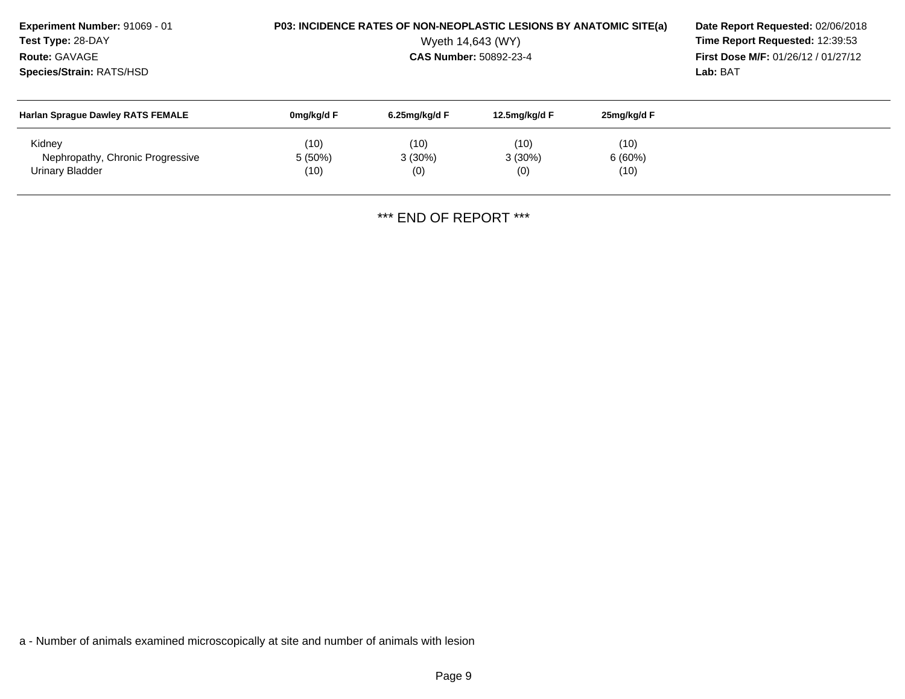**Experiment Number:** 91069 - 01
**Test Type:** 28-DAY
**Route:** GAVAGE
**Species/Strain:** RATS/HSD

**P03: INCIDENCE RATES OF NON-NEOPLASTIC LESIONS BY ANATOMIC SITE(a)**
Wyeth 14,643 (WY)
**CAS Number:** 50892-23-4

**Date Report Requested:** 02/06/2018
**Time Report Requested:** 12:39:53
**First Dose M/F:** 01/26/12 / 01/27/12
**Lab:** BAT

| Harlan Sprague Dawley RATS FEMALE | 0mg/kg/d F | 6.25mg/kg/d F | 12.5mg/kg/d F | 25mg/kg/d F |
|---|---|---|---|---|
| Kidney | (10) | (10) | (10) | (10) |
| Nephropathy, Chronic Progressive | 5 (50%) | 3 (30%) | 3 (30%) | 6 (60%) |
| Urinary Bladder | (10) | (0) | (0) | (10) |

*** END OF REPORT ***

a - Number of animals examined microscopically at site and number of animals with lesion